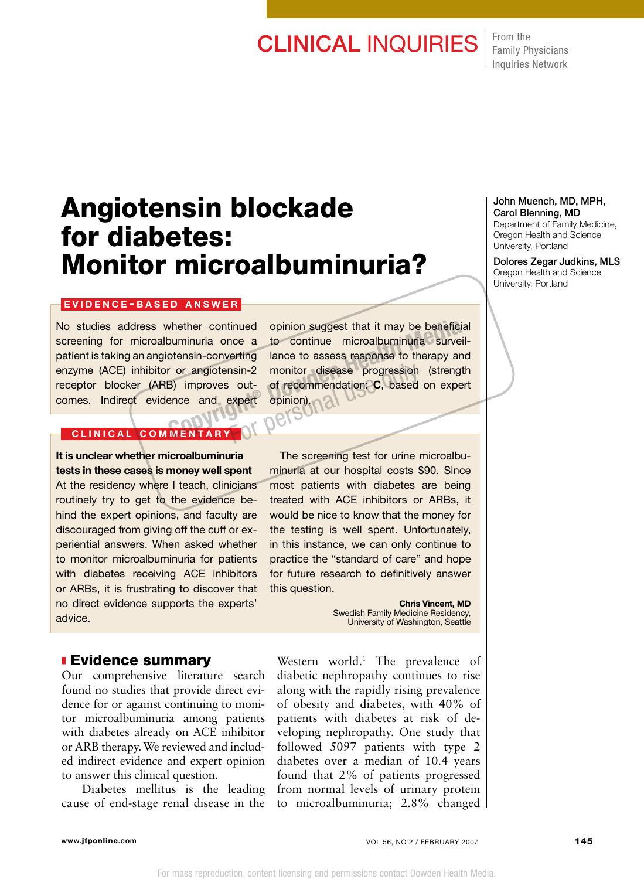CLINICAL INQUIRIES — From the Family Physicians Inquiries Network

# Angiotensin blockade for diabetes: Monitor microalbuminuria?

**John Muench, MD, MPH, Carol Blenning, MD**
Department of Family Medicine, Oregon Health and Science University, Portland

**Dolores Zegar Judkins, MLS**
Oregon Health and Science University, Portland

## EVIDENCE-BASED ANSWER

No studies address whether continued screening for microalbuminuria once a patient is taking an angiotensin-converting enzyme (ACE) inhibitor or angiotensin-2 receptor blocker (ARB) improves outcomes. Indirect evidence and expert opinion suggest that it may be beneficial to continue microalbuminuria surveillance to assess response to therapy and monitor disease progression (strength of recommendation: **C**, based on expert opinion).

## CLINICAL COMMENTARY

**It is unclear whether microalbuminuria tests in these cases is money well spent**

At the residency where I teach, clinicians routinely try to get to the evidence behind the expert opinions, and faculty are discouraged from giving off the cuff or experiential answers. When asked whether to monitor microalbuminuria for patients with diabetes receiving ACE inhibitors or ARBs, it is frustrating to discover that no direct evidence supports the experts' advice.

The screening test for urine microalbuminuria at our hospital costs $90. Since most patients with diabetes are being treated with ACE inhibitors or ARBs, it would be nice to know that the money for the testing is well spent. Unfortunately, in this instance, we can only continue to practice the "standard of care" and hope for future research to definitively answer this question.

**Chris Vincent, MD**
Swedish Family Medicine Residency, University of Washington, Seattle

## Evidence summary

Our comprehensive literature search found no studies that provide direct evidence for or against continuing to monitor microalbuminuria among patients with diabetes already on ACE inhibitor or ARB therapy. We reviewed and included indirect evidence and expert opinion to answer this clinical question.

Diabetes mellitus is the leading cause of end-stage renal disease in the Western world.[1] The prevalence of diabetic nephropathy continues to rise along with the rapidly rising prevalence of obesity and diabetes, with 40% of patients with diabetes at risk of developing nephropathy. One study that followed 5097 patients with type 2 diabetes over a median of 10.4 years found that 2% of patients progressed from normal levels of urinary protein to microalbuminuria; 2.8% changed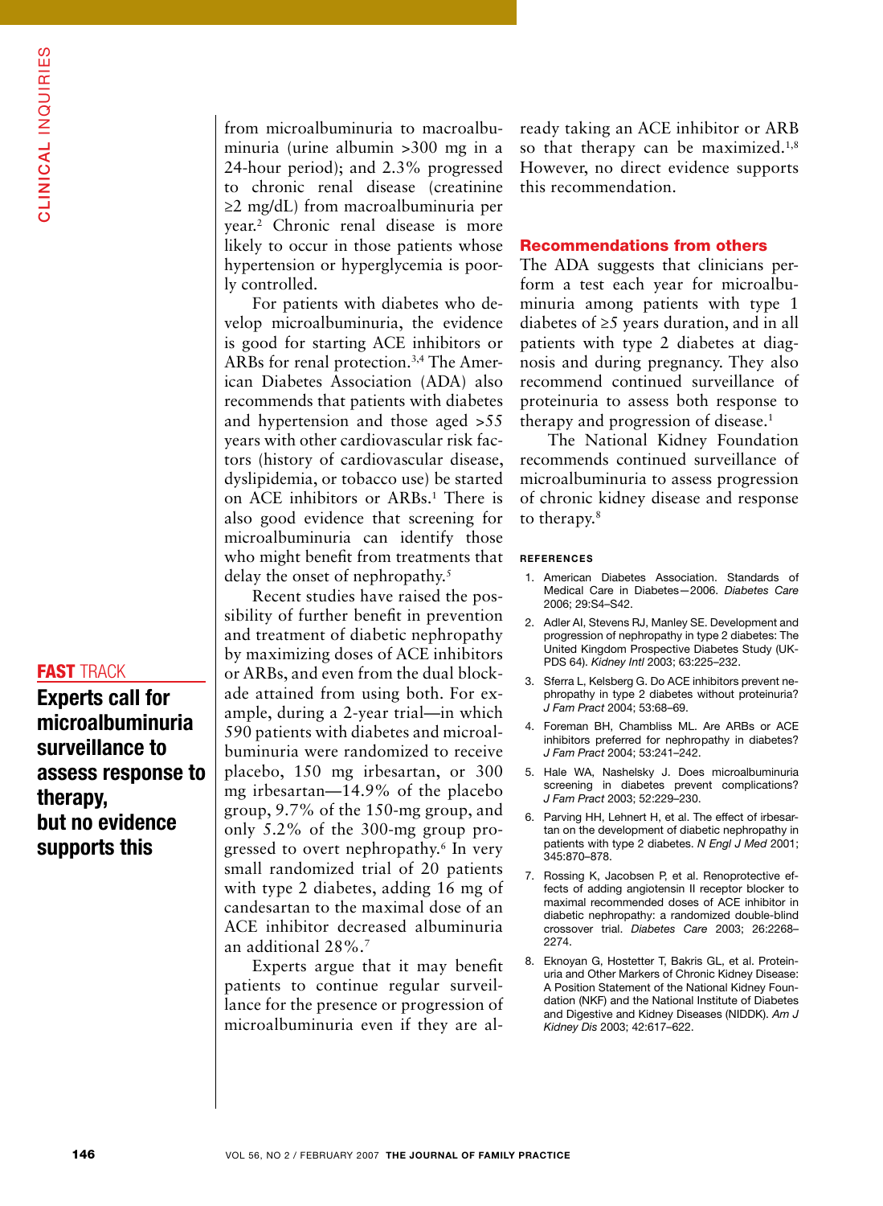from microalbuminuria to macroalbuminuria (urine albumin >300 mg in a 24-hour period); and 2.3% progressed to chronic renal disease (creatinine ≥2 mg/dL) from macroalbuminuria per year.[2] Chronic renal disease is more likely to occur in those patients whose hypertension or hyperglycemia is poorly controlled.

For patients with diabetes who develop microalbuminuria, the evidence is good for starting ACE inhibitors or ARBs for renal protection.[3,4] The American Diabetes Association (ADA) also recommends that patients with diabetes and hypertension and those aged >55 years with other cardiovascular risk factors (history of cardiovascular disease, dyslipidemia, or tobacco use) be started on ACE inhibitors or ARBs.[1] There is also good evidence that screening for microalbuminuria can identify those who might benefit from treatments that delay the onset of nephropathy.[5]

Recent studies have raised the possibility of further benefit in prevention and treatment of diabetic nephropathy by maximizing doses of ACE inhibitors or ARBs, and even from the dual blockade attained from using both. For example, during a 2-year trial—in which 590 patients with diabetes and microalbuminuria were randomized to receive placebo, 150 mg irbesartan, or 300 mg irbesartan—14.9% of the placebo group, 9.7% of the 150-mg group, and only 5.2% of the 300-mg group progressed to overt nephropathy.[6] In very small randomized trial of 20 patients with type 2 diabetes, adding 16 mg of candesartan to the maximal dose of an ACE inhibitor decreased albuminuria an additional 28%.[7]

Experts argue that it may benefit patients to continue regular surveillance for the presence or progression of microalbuminuria even if they are already taking an ACE inhibitor or ARB so that therapy can be maximized.[1,8] However, no direct evidence supports this recommendation.

**FAST TRACK**

**Experts call for microalbuminuria surveillance to assess response to therapy, but no evidence supports this**

## Recommendations from others

The ADA suggests that clinicians perform a test each year for microalbuminuria among patients with type 1 diabetes of ≥5 years duration, and in all patients with type 2 diabetes at diagnosis and during pregnancy. They also recommend continued surveillance of proteinuria to assess both response to therapy and progression of disease.[1]

The National Kidney Foundation recommends continued surveillance of microalbuminuria to assess progression of chronic kidney disease and response to therapy.[8]

### REFERENCES

1. American Diabetes Association. Standards of Medical Care in Diabetes—2006. *Diabetes Care* 2006; 29:S4–S42.
2. Adler AI, Stevens RJ, Manley SE. Development and progression of nephropathy in type 2 diabetes: The United Kingdom Prospective Diabetes Study (UKPDS 64). *Kidney Intl* 2003; 63:225–232.
3. Sferra L, Kelsberg G. Do ACE inhibitors prevent nephropathy in type 2 diabetes without proteinuria? *J Fam Pract* 2004; 53:68–69.
4. Foreman BH, Chambliss ML. Are ARBs or ACE inhibitors preferred for nephropathy in diabetes? *J Fam Pract* 2004; 53:241–242.
5. Hale WA, Nashelsky J. Does microalbuminuria screening in diabetes prevent complications? *J Fam Pract* 2003; 52:229–230.
6. Parving HH, Lehnert H, et al. The effect of irbesartan on the development of diabetic nephropathy in patients with type 2 diabetes. *N Engl J Med* 2001; 345:870–878.
7. Rossing K, Jacobsen P, et al. Renoprotective effects of adding angiotensin II receptor blocker to maximal recommended doses of ACE inhibitor in diabetic nephropathy: a randomized double-blind crossover trial. *Diabetes Care* 2003; 26:2268–2274.
8. Eknoyan G, Hostetter T, Bakris GL, et al. Proteinuria and Other Markers of Chronic Kidney Disease: A Position Statement of the National Kidney Foundation (NKF) and the National Institute of Diabetes and Digestive and Kidney Diseases (NIDDK). *Am J Kidney Dis* 2003; 42:617–622.